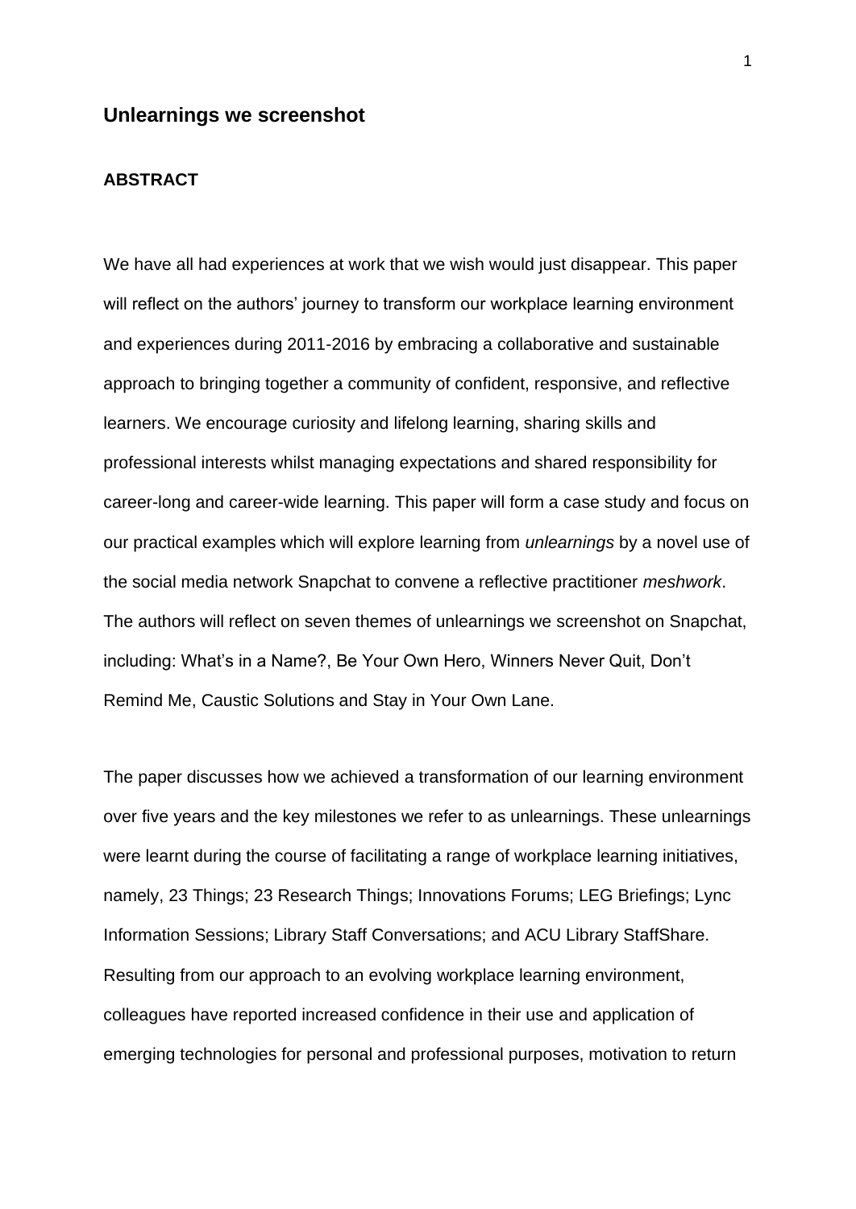# Unlearnings we screenshot

## ABSTRACT

We have all had experiences at work that we wish would just disappear. This paper will reflect on the authors' journey to transform our workplace learning environment and experiences during 2011-2016 by embracing a collaborative and sustainable approach to bringing together a community of confident, responsive, and reflective learners. We encourage curiosity and lifelong learning, sharing skills and professional interests whilst managing expectations and shared responsibility for career-long and career-wide learning. This paper will form a case study and focus on our practical examples which will explore learning from *unlearnings* by a novel use of the social media network Snapchat to convene a reflective practitioner *meshwork*. The authors will reflect on seven themes of unlearnings we screenshot on Snapchat, including: What's in a Name?, Be Your Own Hero, Winners Never Quit, Don't Remind Me, Caustic Solutions and Stay in Your Own Lane.

The paper discusses how we achieved a transformation of our learning environment over five years and the key milestones we refer to as unlearnings. These unlearnings were learnt during the course of facilitating a range of workplace learning initiatives, namely, 23 Things; 23 Research Things; Innovations Forums; LEG Briefings; Lync Information Sessions; Library Staff Conversations; and ACU Library StaffShare. Resulting from our approach to an evolving workplace learning environment, colleagues have reported increased confidence in their use and application of emerging technologies for personal and professional purposes, motivation to return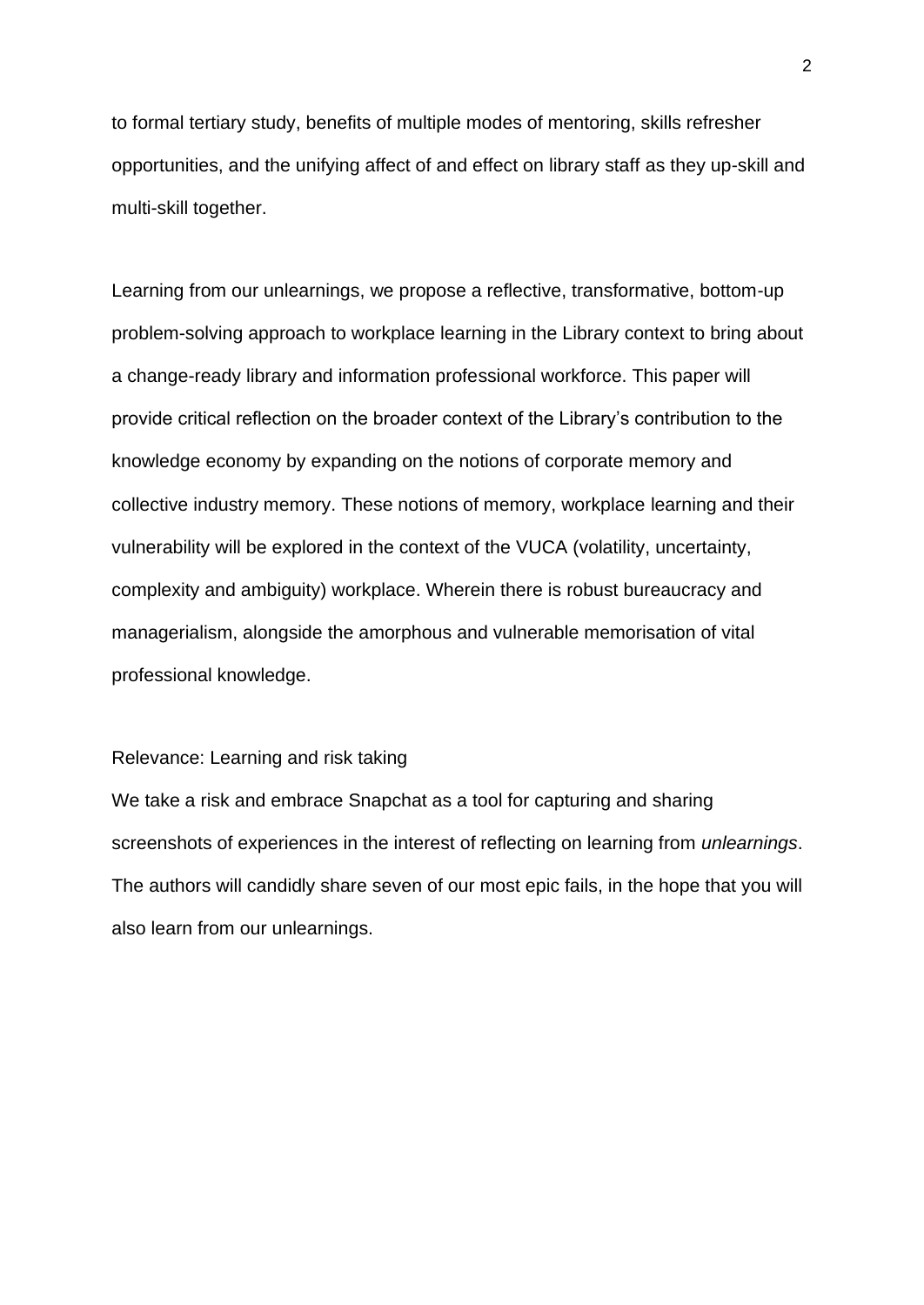to formal tertiary study, benefits of multiple modes of mentoring, skills refresher opportunities, and the unifying affect of and effect on library staff as they up-skill and multi-skill together.

Learning from our unlearnings, we propose a reflective, transformative, bottom-up problem-solving approach to workplace learning in the Library context to bring about a change-ready library and information professional workforce. This paper will provide critical reflection on the broader context of the Library's contribution to the knowledge economy by expanding on the notions of corporate memory and collective industry memory. These notions of memory, workplace learning and their vulnerability will be explored in the context of the VUCA (volatility, uncertainty, complexity and ambiguity) workplace. Wherein there is robust bureaucracy and managerialism, alongside the amorphous and vulnerable memorisation of vital professional knowledge.

Relevance: Learning and risk taking

We take a risk and embrace Snapchat as a tool for capturing and sharing screenshots of experiences in the interest of reflecting on learning from *unlearnings*. The authors will candidly share seven of our most epic fails, in the hope that you will also learn from our unlearnings.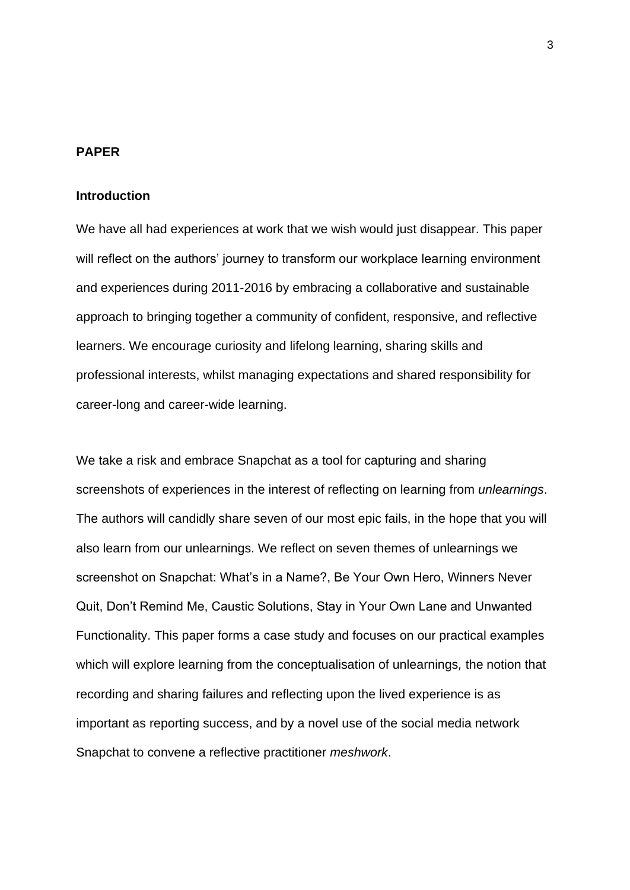## PAPER

### Introduction

We have all had experiences at work that we wish would just disappear. This paper will reflect on the authors' journey to transform our workplace learning environment and experiences during 2011-2016 by embracing a collaborative and sustainable approach to bringing together a community of confident, responsive, and reflective learners. We encourage curiosity and lifelong learning, sharing skills and professional interests, whilst managing expectations and shared responsibility for career-long and career-wide learning.

We take a risk and embrace Snapchat as a tool for capturing and sharing screenshots of experiences in the interest of reflecting on learning from *unlearnings*. The authors will candidly share seven of our most epic fails, in the hope that you will also learn from our unlearnings. We reflect on seven themes of unlearnings we screenshot on Snapchat: What's in a Name?, Be Your Own Hero, Winners Never Quit, Don't Remind Me, Caustic Solutions, Stay in Your Own Lane and Unwanted Functionality. This paper forms a case study and focuses on our practical examples which will explore learning from the conceptualisation of unlearnings, the notion that recording and sharing failures and reflecting upon the lived experience is as important as reporting success, and by a novel use of the social media network Snapchat to convene a reflective practitioner *meshwork*.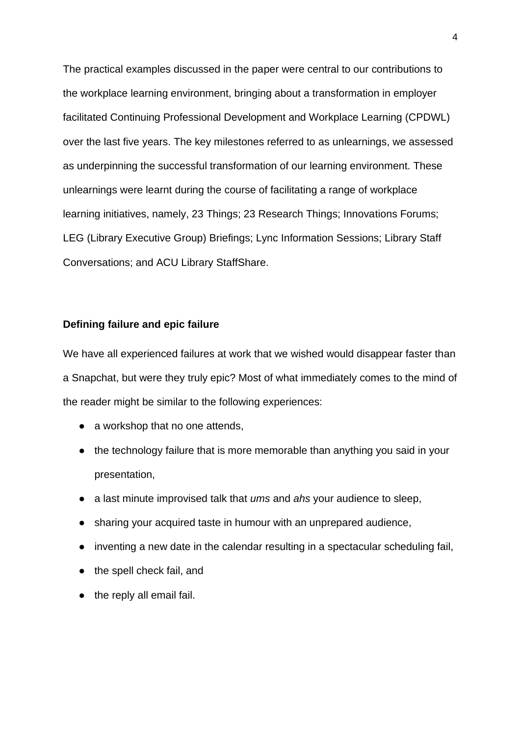The practical examples discussed in the paper were central to our contributions to the workplace learning environment, bringing about a transformation in employer facilitated Continuing Professional Development and Workplace Learning (CPDWL) over the last five years. The key milestones referred to as unlearnings, we assessed as underpinning the successful transformation of our learning environment. These unlearnings were learnt during the course of facilitating a range of workplace learning initiatives, namely, 23 Things; 23 Research Things; Innovations Forums; LEG (Library Executive Group) Briefings; Lync Information Sessions; Library Staff Conversations; and ACU Library StaffShare.

**Defining failure and epic failure**

We have all experienced failures at work that we wished would disappear faster than a Snapchat, but were they truly epic? Most of what immediately comes to the mind of the reader might be similar to the following experiences:

- a workshop that no one attends,
- the technology failure that is more memorable than anything you said in your presentation,
- a last minute improvised talk that *ums* and *ahs* your audience to sleep,
- sharing your acquired taste in humour with an unprepared audience,
- inventing a new date in the calendar resulting in a spectacular scheduling fail,
- the spell check fail, and
- the reply all email fail.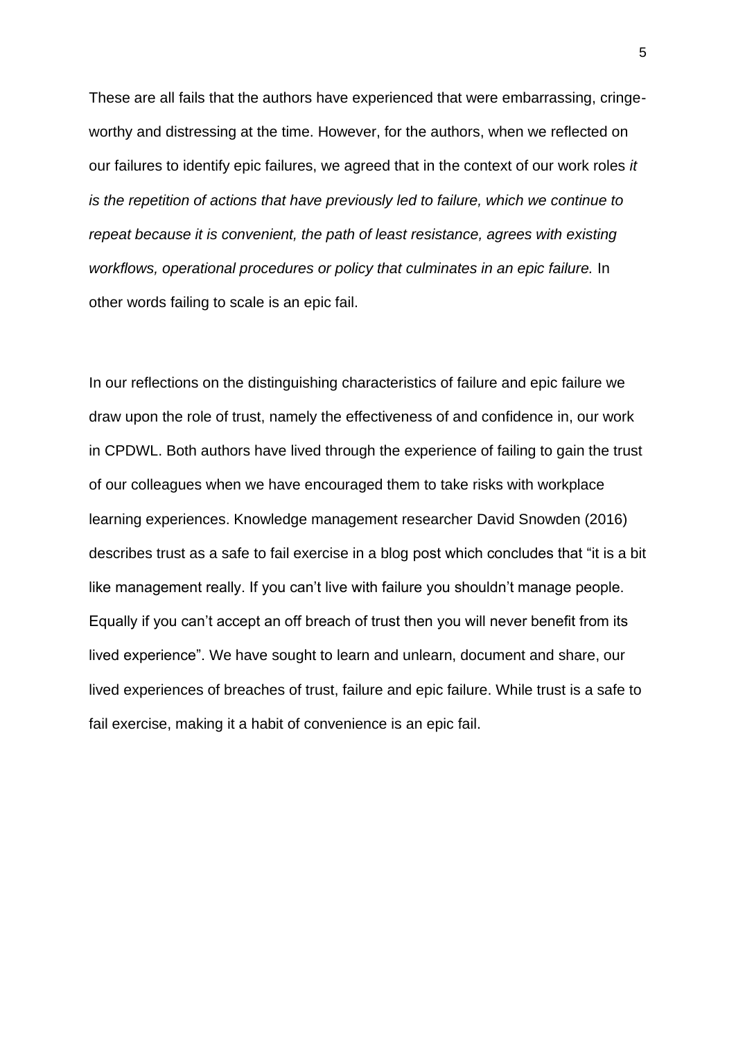These are all fails that the authors have experienced that were embarrassing, cringe-worthy and distressing at the time. However, for the authors, when we reflected on our failures to identify epic failures, we agreed that in the context of our work roles *it is the repetition of actions that have previously led to failure, which we continue to repeat because it is convenient, the path of least resistance, agrees with existing workflows, operational procedures or policy that culminates in an epic failure.* In other words failing to scale is an epic fail.

In our reflections on the distinguishing characteristics of failure and epic failure we draw upon the role of trust, namely the effectiveness of and confidence in, our work in CPDWL. Both authors have lived through the experience of failing to gain the trust of our colleagues when we have encouraged them to take risks with workplace learning experiences. Knowledge management researcher David Snowden (2016) describes trust as a safe to fail exercise in a blog post which concludes that "it is a bit like management really. If you can't live with failure you shouldn't manage people. Equally if you can't accept an off breach of trust then you will never benefit from its lived experience". We have sought to learn and unlearn, document and share, our lived experiences of breaches of trust, failure and epic failure. While trust is a safe to fail exercise, making it a habit of convenience is an epic fail.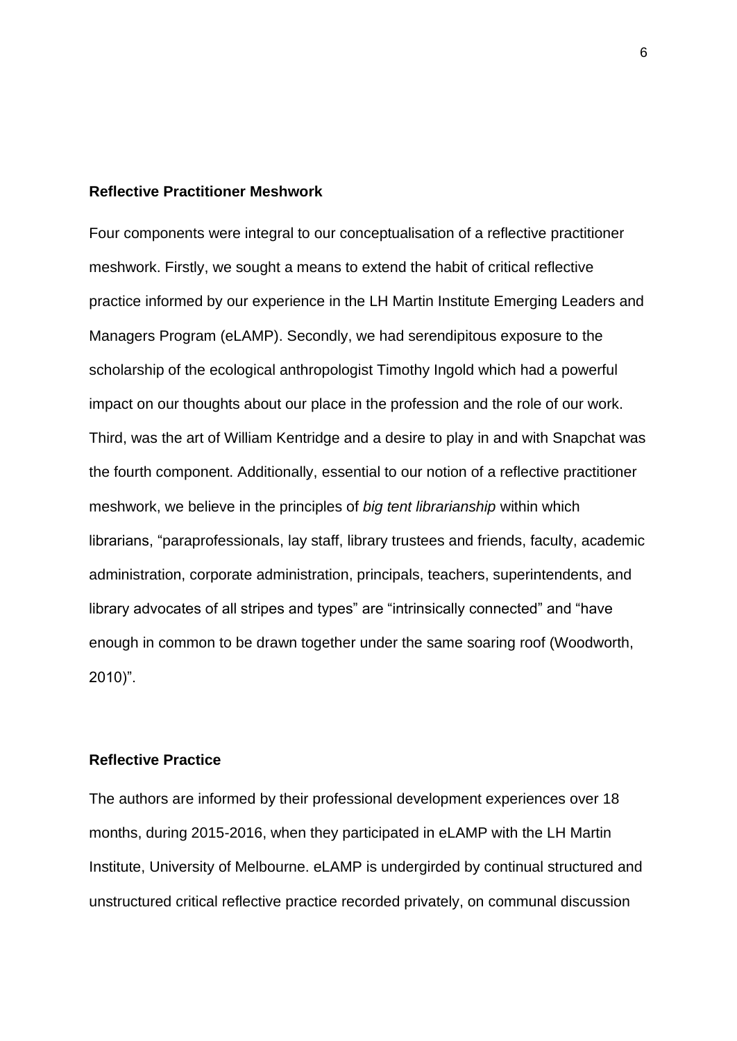## Reflective Practitioner Meshwork

Four components were integral to our conceptualisation of a reflective practitioner meshwork. Firstly, we sought a means to extend the habit of critical reflective practice informed by our experience in the LH Martin Institute Emerging Leaders and Managers Program (eLAMP). Secondly, we had serendipitous exposure to the scholarship of the ecological anthropologist Timothy Ingold which had a powerful impact on our thoughts about our place in the profession and the role of our work. Third, was the art of William Kentridge and a desire to play in and with Snapchat was the fourth component. Additionally, essential to our notion of a reflective practitioner meshwork, we believe in the principles of *big tent librarianship* within which librarians, "paraprofessionals, lay staff, library trustees and friends, faculty, academic administration, corporate administration, principals, teachers, superintendents, and library advocates of all stripes and types" are "intrinsically connected" and "have enough in common to be drawn together under the same soaring roof (Woodworth, 2010)".

## Reflective Practice

The authors are informed by their professional development experiences over 18 months, during 2015-2016, when they participated in eLAMP with the LH Martin Institute, University of Melbourne. eLAMP is undergirded by continual structured and unstructured critical reflective practice recorded privately, on communal discussion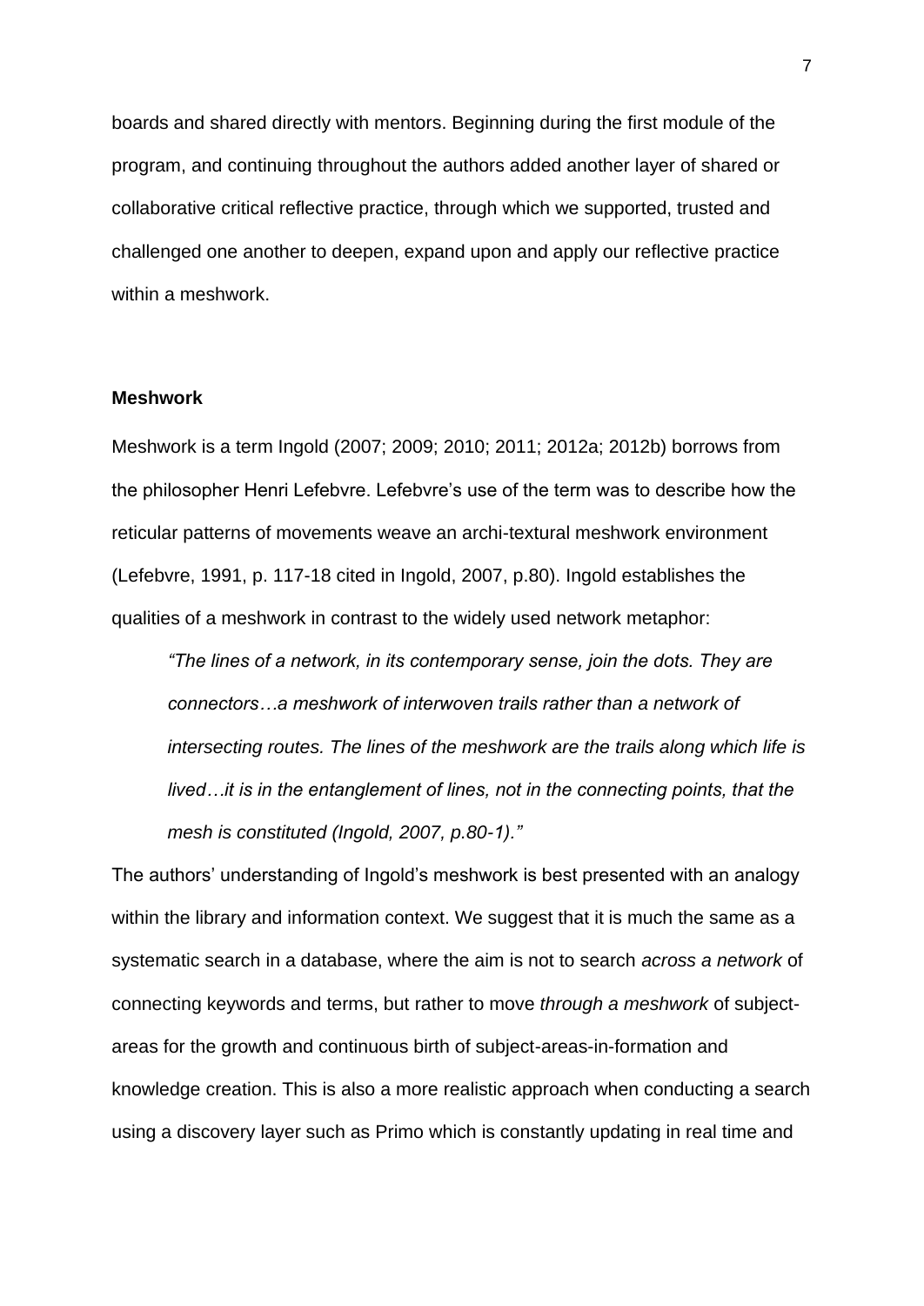boards and shared directly with mentors. Beginning during the first module of the program, and continuing throughout the authors added another layer of shared or collaborative critical reflective practice, through which we supported, trusted and challenged one another to deepen, expand upon and apply our reflective practice within a meshwork.

## Meshwork

Meshwork is a term Ingold (2007; 2009; 2010; 2011; 2012a; 2012b) borrows from the philosopher Henri Lefebvre. Lefebvre's use of the term was to describe how the reticular patterns of movements weave an archi-textural meshwork environment (Lefebvre, 1991, p. 117-18 cited in Ingold, 2007, p.80). Ingold establishes the qualities of a meshwork in contrast to the widely used network metaphor:

> *"The lines of a network, in its contemporary sense, join the dots. They are connectors…a meshwork of interwoven trails rather than a network of intersecting routes. The lines of the meshwork are the trails along which life is lived…it is in the entanglement of lines, not in the connecting points, that the mesh is constituted (Ingold, 2007, p.80-1)."*

The authors' understanding of Ingold's meshwork is best presented with an analogy within the library and information context. We suggest that it is much the same as a systematic search in a database, where the aim is not to search *across a network* of connecting keywords and terms, but rather to move *through a meshwork* of subject-areas for the growth and continuous birth of subject-areas-in-formation and knowledge creation. This is also a more realistic approach when conducting a search using a discovery layer such as Primo which is constantly updating in real time and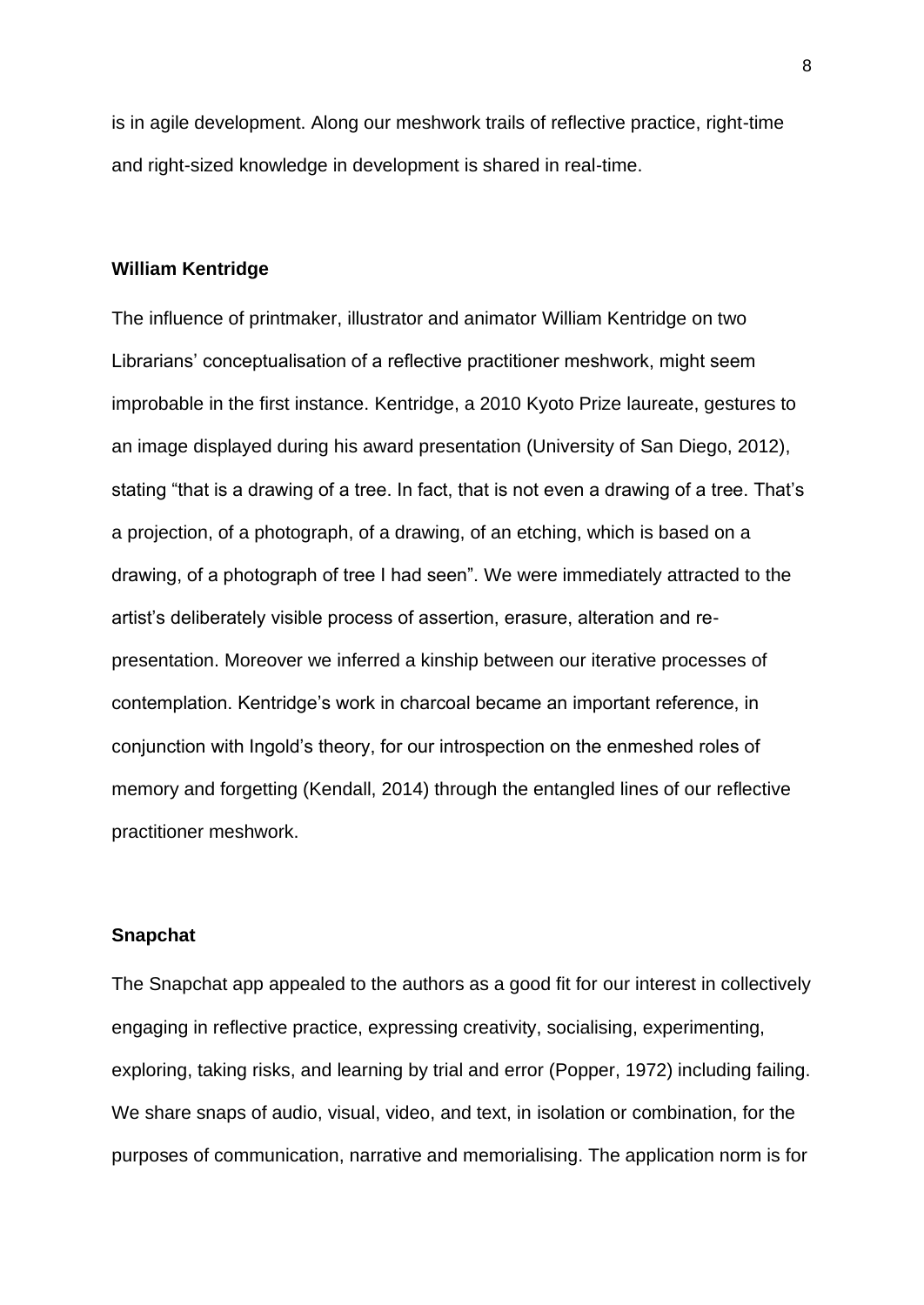is in agile development. Along our meshwork trails of reflective practice, right-time and right-sized knowledge in development is shared in real-time.

## William Kentridge

The influence of printmaker, illustrator and animator William Kentridge on two Librarians' conceptualisation of a reflective practitioner meshwork, might seem improbable in the first instance. Kentridge, a 2010 Kyoto Prize laureate, gestures to an image displayed during his award presentation (University of San Diego, 2012), stating "that is a drawing of a tree. In fact, that is not even a drawing of a tree. That's a projection, of a photograph, of a drawing, of an etching, which is based on a drawing, of a photograph of tree I had seen". We were immediately attracted to the artist's deliberately visible process of assertion, erasure, alteration and re-presentation. Moreover we inferred a kinship between our iterative processes of contemplation. Kentridge's work in charcoal became an important reference, in conjunction with Ingold's theory, for our introspection on the enmeshed roles of memory and forgetting (Kendall, 2014) through the entangled lines of our reflective practitioner meshwork.

## Snapchat

The Snapchat app appealed to the authors as a good fit for our interest in collectively engaging in reflective practice, expressing creativity, socialising, experimenting, exploring, taking risks, and learning by trial and error (Popper, 1972) including failing. We share snaps of audio, visual, video, and text, in isolation or combination, for the purposes of communication, narrative and memorialising. The application norm is for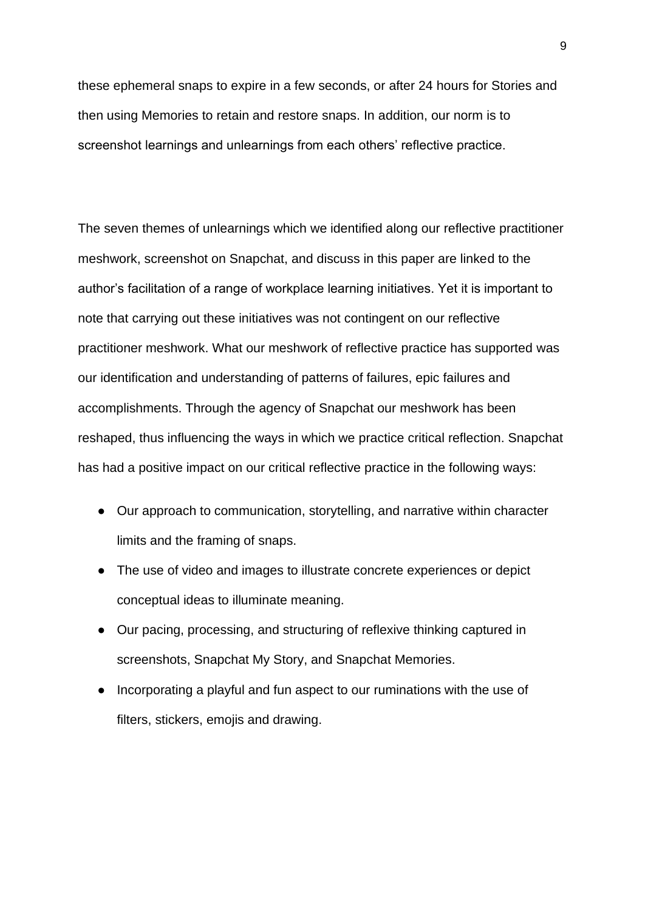these ephemeral snaps to expire in a few seconds, or after 24 hours for Stories and then using Memories to retain and restore snaps. In addition, our norm is to screenshot learnings and unlearnings from each others' reflective practice.

The seven themes of unlearnings which we identified along our reflective practitioner meshwork, screenshot on Snapchat, and discuss in this paper are linked to the author's facilitation of a range of workplace learning initiatives. Yet it is important to note that carrying out these initiatives was not contingent on our reflective practitioner meshwork. What our meshwork of reflective practice has supported was our identification and understanding of patterns of failures, epic failures and accomplishments. Through the agency of Snapchat our meshwork has been reshaped, thus influencing the ways in which we practice critical reflection. Snapchat has had a positive impact on our critical reflective practice in the following ways:

- Our approach to communication, storytelling, and narrative within character limits and the framing of snaps.
- The use of video and images to illustrate concrete experiences or depict conceptual ideas to illuminate meaning.
- Our pacing, processing, and structuring of reflexive thinking captured in screenshots, Snapchat My Story, and Snapchat Memories.
- Incorporating a playful and fun aspect to our ruminations with the use of filters, stickers, emojis and drawing.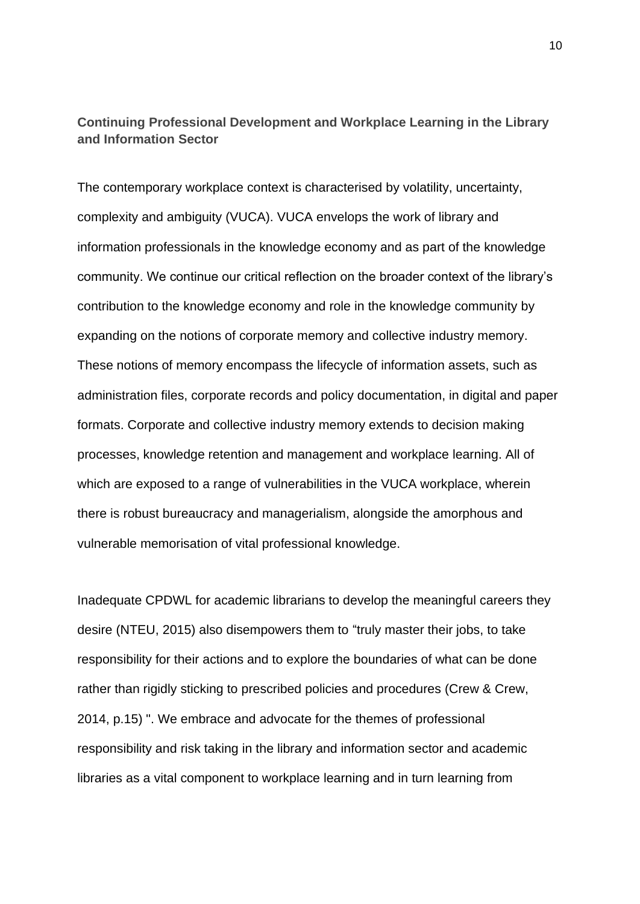## Continuing Professional Development and Workplace Learning in the Library and Information Sector

The contemporary workplace context is characterised by volatility, uncertainty, complexity and ambiguity (VUCA). VUCA envelops the work of library and information professionals in the knowledge economy and as part of the knowledge community. We continue our critical reflection on the broader context of the library's contribution to the knowledge economy and role in the knowledge community by expanding on the notions of corporate memory and collective industry memory. These notions of memory encompass the lifecycle of information assets, such as administration files, corporate records and policy documentation, in digital and paper formats. Corporate and collective industry memory extends to decision making processes, knowledge retention and management and workplace learning. All of which are exposed to a range of vulnerabilities in the VUCA workplace, wherein there is robust bureaucracy and managerialism, alongside the amorphous and vulnerable memorisation of vital professional knowledge.

Inadequate CPDWL for academic librarians to develop the meaningful careers they desire (NTEU, 2015) also disempowers them to "truly master their jobs, to take responsibility for their actions and to explore the boundaries of what can be done rather than rigidly sticking to prescribed policies and procedures (Crew & Crew, 2014, p.15) ". We embrace and advocate for the themes of professional responsibility and risk taking in the library and information sector and academic libraries as a vital component to workplace learning and in turn learning from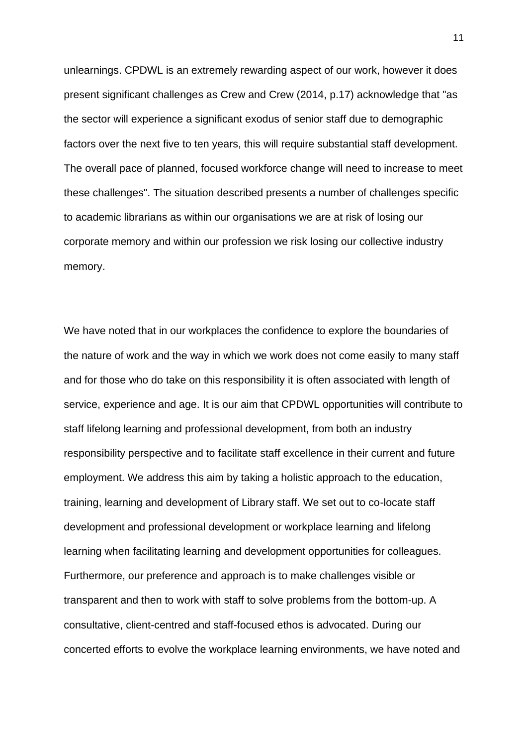unlearnings. CPDWL is an extremely rewarding aspect of our work, however it does present significant challenges as Crew and Crew (2014, p.17) acknowledge that "as the sector will experience a significant exodus of senior staff due to demographic factors over the next five to ten years, this will require substantial staff development. The overall pace of planned, focused workforce change will need to increase to meet these challenges". The situation described presents a number of challenges specific to academic librarians as within our organisations we are at risk of losing our corporate memory and within our profession we risk losing our collective industry memory.

We have noted that in our workplaces the confidence to explore the boundaries of the nature of work and the way in which we work does not come easily to many staff and for those who do take on this responsibility it is often associated with length of service, experience and age. It is our aim that CPDWL opportunities will contribute to staff lifelong learning and professional development, from both an industry responsibility perspective and to facilitate staff excellence in their current and future employment. We address this aim by taking a holistic approach to the education, training, learning and development of Library staff. We set out to co-locate staff development and professional development or workplace learning and lifelong learning when facilitating learning and development opportunities for colleagues. Furthermore, our preference and approach is to make challenges visible or transparent and then to work with staff to solve problems from the bottom-up. A consultative, client-centred and staff-focused ethos is advocated. During our concerted efforts to evolve the workplace learning environments, we have noted and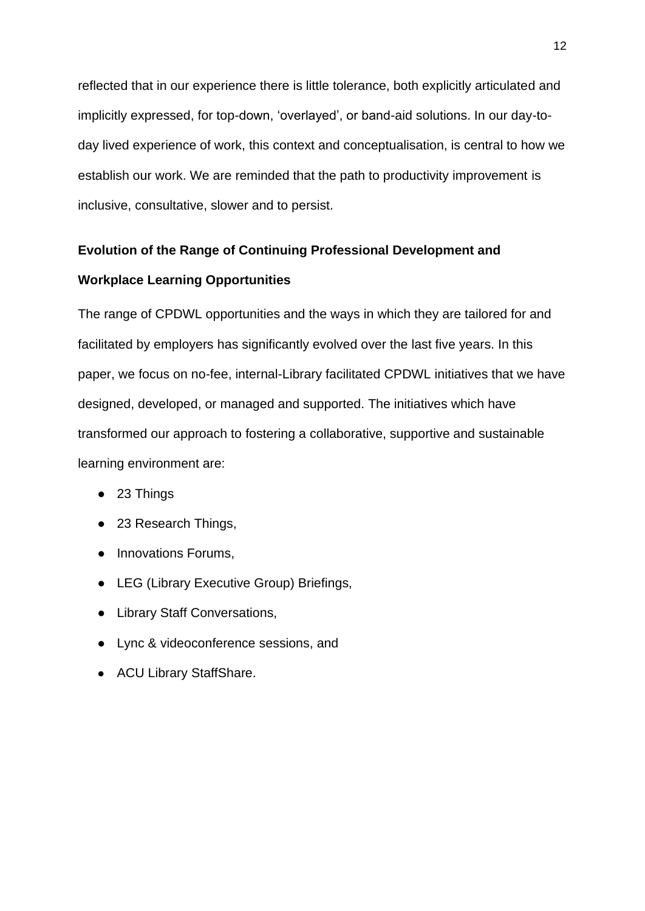reflected that in our experience there is little tolerance, both explicitly articulated and implicitly expressed, for top-down, 'overlayed', or band-aid solutions. In our day-to-day lived experience of work, this context and conceptualisation, is central to how we establish our work. We are reminded that the path to productivity improvement is inclusive, consultative, slower and to persist.

**Evolution of the Range of Continuing Professional Development and Workplace Learning Opportunities**

The range of CPDWL opportunities and the ways in which they are tailored for and facilitated by employers has significantly evolved over the last five years. In this paper, we focus on no-fee, internal-Library facilitated CPDWL initiatives that we have designed, developed, or managed and supported. The initiatives which have transformed our approach to fostering a collaborative, supportive and sustainable learning environment are:

- 23 Things
- 23 Research Things,
- Innovations Forums,
- LEG (Library Executive Group) Briefings,
- Library Staff Conversations,
- Lync & videoconference sessions, and
- ACU Library StaffShare.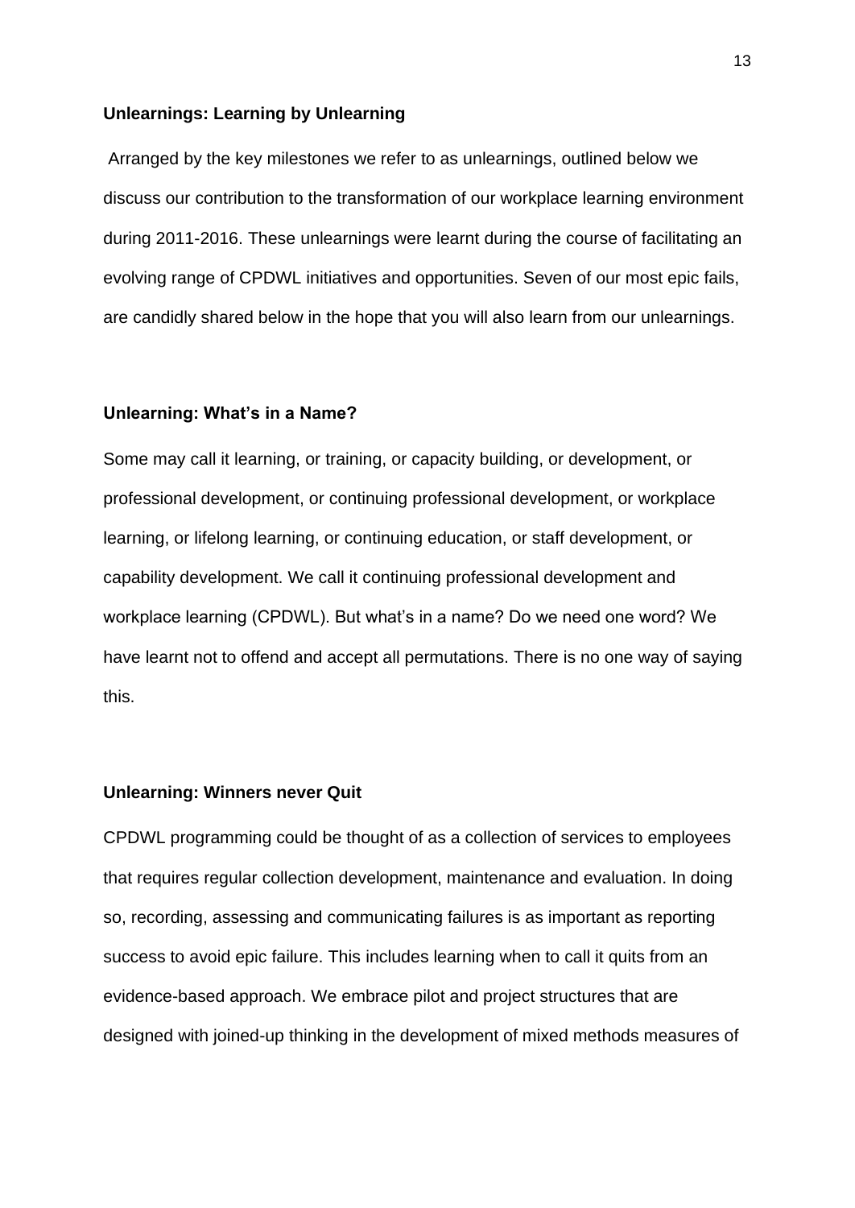**Unlearnings: Learning by Unlearning**

Arranged by the key milestones we refer to as unlearnings, outlined below we discuss our contribution to the transformation of our workplace learning environment during 2011-2016. These unlearnings were learnt during the course of facilitating an evolving range of CPDWL initiatives and opportunities. Seven of our most epic fails, are candidly shared below in the hope that you will also learn from our unlearnings.

**Unlearning: What's in a Name?**

Some may call it learning, or training, or capacity building, or development, or professional development, or continuing professional development, or workplace learning, or lifelong learning, or continuing education, or staff development, or capability development. We call it continuing professional development and workplace learning (CPDWL). But what's in a name? Do we need one word? We have learnt not to offend and accept all permutations. There is no one way of saying this.

**Unlearning: Winners never Quit**

CPDWL programming could be thought of as a collection of services to employees that requires regular collection development, maintenance and evaluation. In doing so, recording, assessing and communicating failures is as important as reporting success to avoid epic failure. This includes learning when to call it quits from an evidence-based approach. We embrace pilot and project structures that are designed with joined-up thinking in the development of mixed methods measures of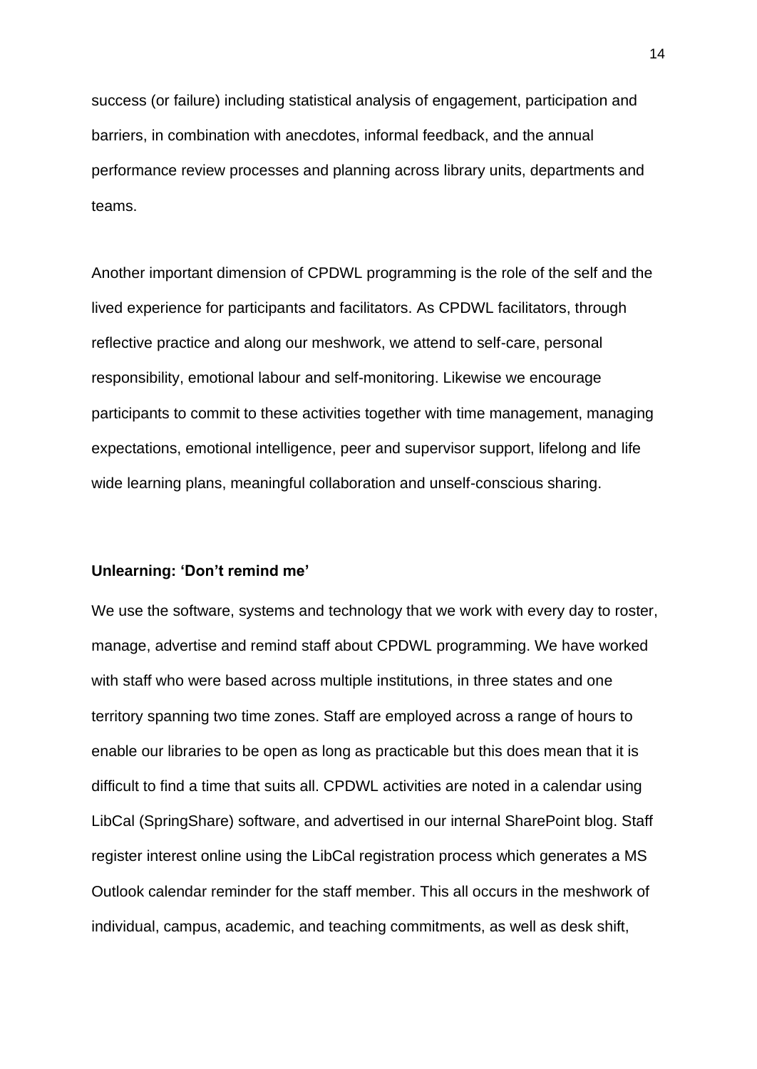success (or failure) including statistical analysis of engagement, participation and barriers, in combination with anecdotes, informal feedback, and the annual performance review processes and planning across library units, departments and teams.

Another important dimension of CPDWL programming is the role of the self and the lived experience for participants and facilitators. As CPDWL facilitators, through reflective practice and along our meshwork, we attend to self-care, personal responsibility, emotional labour and self-monitoring. Likewise we encourage participants to commit to these activities together with time management, managing expectations, emotional intelligence, peer and supervisor support, lifelong and life wide learning plans, meaningful collaboration and unself-conscious sharing.

### Unlearning: 'Don't remind me'

We use the software, systems and technology that we work with every day to roster, manage, advertise and remind staff about CPDWL programming. We have worked with staff who were based across multiple institutions, in three states and one territory spanning two time zones. Staff are employed across a range of hours to enable our libraries to be open as long as practicable but this does mean that it is difficult to find a time that suits all. CPDWL activities are noted in a calendar using LibCal (SpringShare) software, and advertised in our internal SharePoint blog. Staff register interest online using the LibCal registration process which generates a MS Outlook calendar reminder for the staff member. This all occurs in the meshwork of individual, campus, academic, and teaching commitments, as well as desk shift,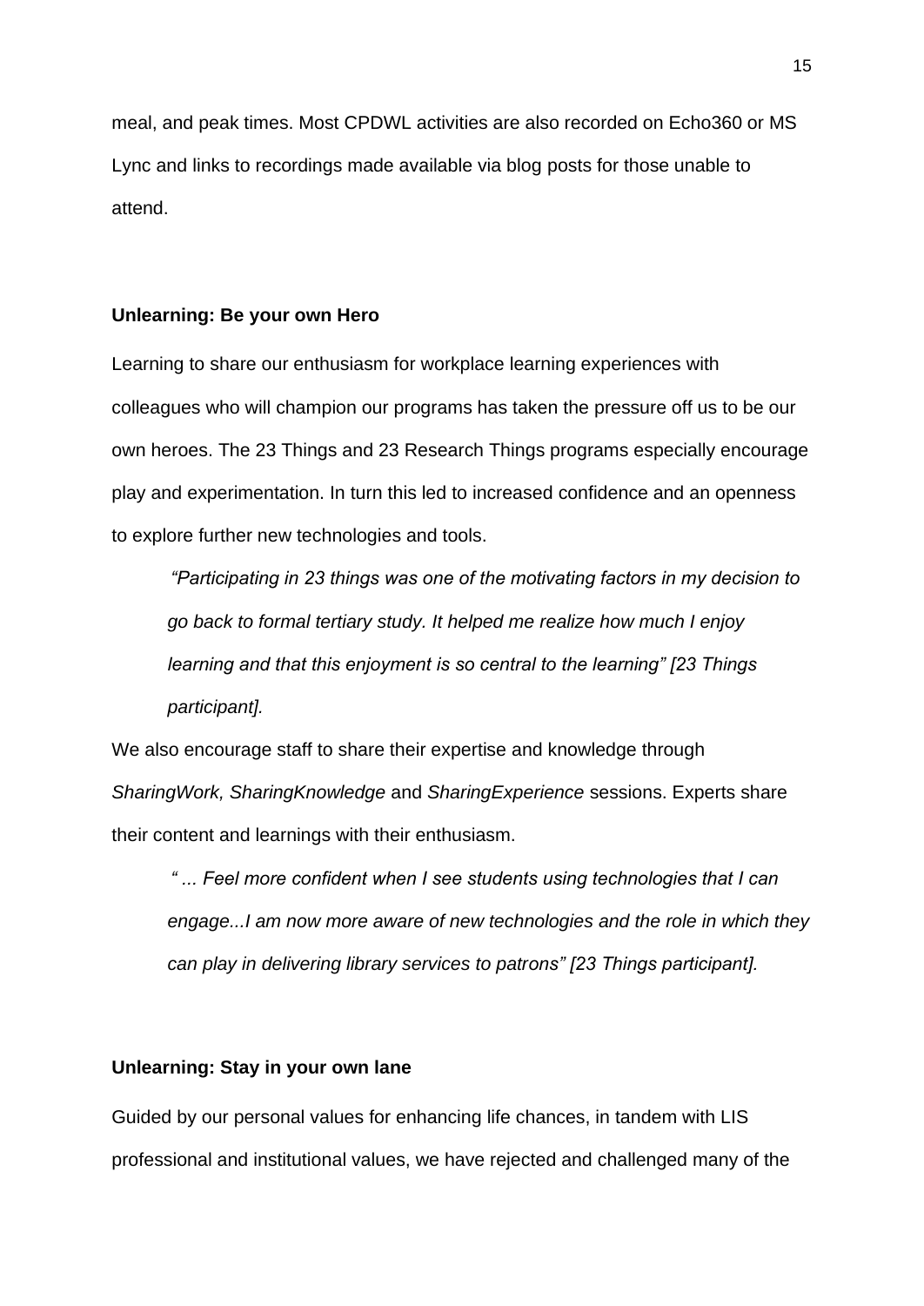meal, and peak times. Most CPDWL activities are also recorded on Echo360 or MS Lync and links to recordings made available via blog posts for those unable to attend.

**Unlearning: Be your own Hero**

Learning to share our enthusiasm for workplace learning experiences with colleagues who will champion our programs has taken the pressure off us to be our own heroes. The 23 Things and 23 Research Things programs especially encourage play and experimentation. In turn this led to increased confidence and an openness to explore further new technologies and tools.

> *"Participating in 23 things was one of the motivating factors in my decision to go back to formal tertiary study. It helped me realize how much I enjoy learning and that this enjoyment is so central to the learning" [23 Things participant].*

We also encourage staff to share their expertise and knowledge through *SharingWork, SharingKnowledge* and *SharingExperience* sessions. Experts share their content and learnings with their enthusiasm.

> *" ... Feel more confident when I see students using technologies that I can engage...I am now more aware of new technologies and the role in which they can play in delivering library services to patrons" [23 Things participant].*

**Unlearning: Stay in your own lane**

Guided by our personal values for enhancing life chances, in tandem with LIS professional and institutional values, we have rejected and challenged many of the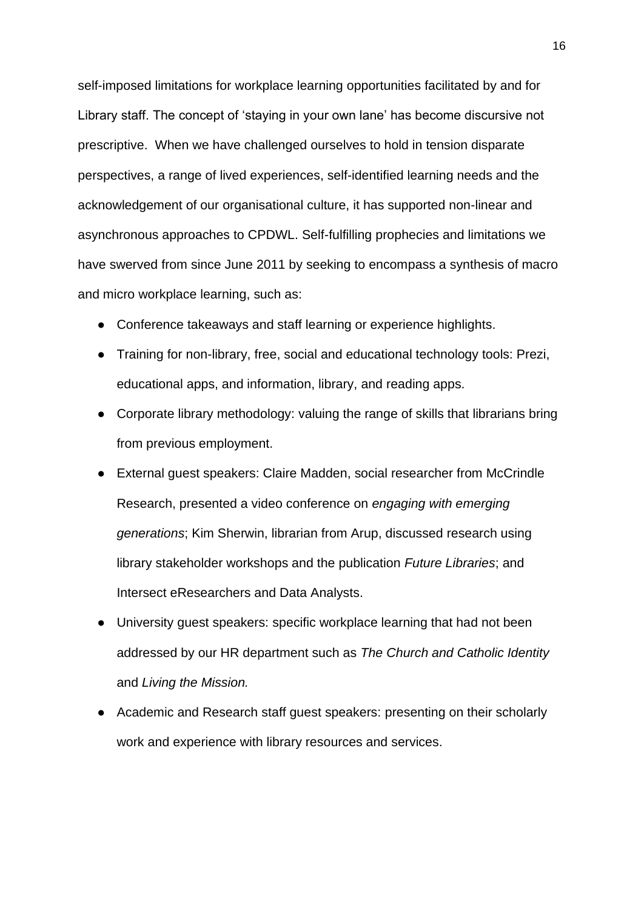self-imposed limitations for workplace learning opportunities facilitated by and for Library staff. The concept of 'staying in your own lane' has become discursive not prescriptive. When we have challenged ourselves to hold in tension disparate perspectives, a range of lived experiences, self-identified learning needs and the acknowledgement of our organisational culture, it has supported non-linear and asynchronous approaches to CPDWL. Self-fulfilling prophecies and limitations we have swerved from since June 2011 by seeking to encompass a synthesis of macro and micro workplace learning, such as:

- Conference takeaways and staff learning or experience highlights.
- Training for non-library, free, social and educational technology tools: Prezi, educational apps, and information, library, and reading apps.
- Corporate library methodology: valuing the range of skills that librarians bring from previous employment.
- External guest speakers: Claire Madden, social researcher from McCrindle Research, presented a video conference on *engaging with emerging generations*; Kim Sherwin, librarian from Arup, discussed research using library stakeholder workshops and the publication *Future Libraries*; and Intersect eResearchers and Data Analysts.
- University guest speakers: specific workplace learning that had not been addressed by our HR department such as *The Church and Catholic Identity* and *Living the Mission.*
- Academic and Research staff guest speakers: presenting on their scholarly work and experience with library resources and services.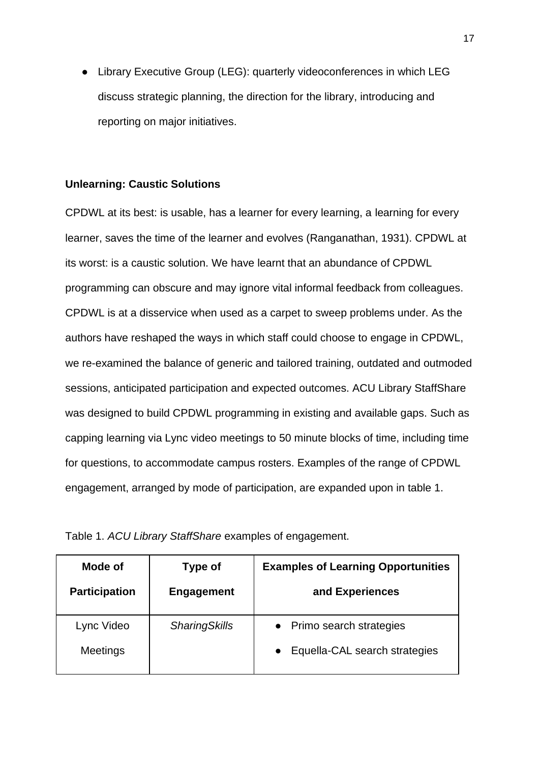- Library Executive Group (LEG): quarterly videoconferences in which LEG discuss strategic planning, the direction for the library, introducing and reporting on major initiatives.

**Unlearning: Caustic Solutions**

CPDWL at its best: is usable, has a learner for every learning, a learning for every learner, saves the time of the learner and evolves (Ranganathan, 1931). CPDWL at its worst: is a caustic solution. We have learnt that an abundance of CPDWL programming can obscure and may ignore vital informal feedback from colleagues. CPDWL is at a disservice when used as a carpet to sweep problems under. As the authors have reshaped the ways in which staff could choose to engage in CPDWL, we re-examined the balance of generic and tailored training, outdated and outmoded sessions, anticipated participation and expected outcomes. ACU Library StaffShare was designed to build CPDWL programming in existing and available gaps. Such as capping learning via Lync video meetings to 50 minute blocks of time, including time for questions, to accommodate campus rosters. Examples of the range of CPDWL engagement, arranged by mode of participation, are expanded upon in table 1.

Table 1. *ACU Library StaffShare* examples of engagement.

| Mode of Participation | Type of Engagement | Examples of Learning Opportunities and Experiences |
| --- | --- | --- |
| Lync Video Meetings | *SharingSkills* | • Primo search strategies<br>• Equella-CAL search strategies |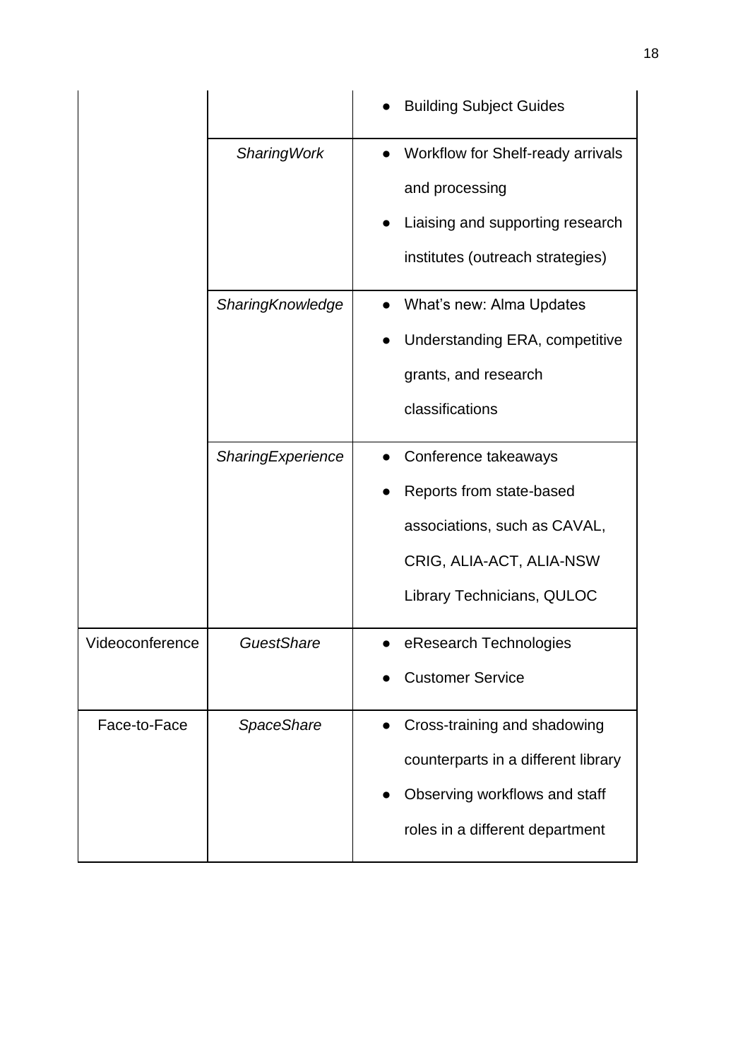| | | |
|---|---|---|
| | | • Building Subject Guides |
| | *SharingWork* | • Workflow for Shelf-ready arrivals and processing<br>• Liaising and supporting research institutes (outreach strategies) |
| | *SharingKnowledge* | • What's new: Alma Updates<br>• Understanding ERA, competitive grants, and research classifications |
| | *SharingExperience* | • Conference takeaways<br>• Reports from state-based associations, such as CAVAL, CRIG, ALIA-ACT, ALIA-NSW Library Technicians, QULOC |
| Videoconference | *GuestShare* | • eResearch Technologies<br>• Customer Service |
| Face-to-Face | *SpaceShare* | • Cross-training and shadowing counterparts in a different library<br>• Observing workflows and staff roles in a different department |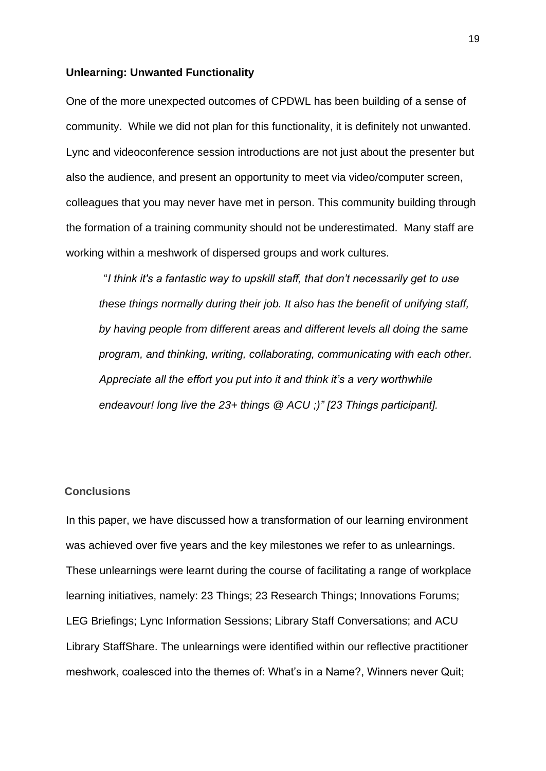**Unlearning: Unwanted Functionality**

One of the more unexpected outcomes of CPDWL has been building of a sense of community. While we did not plan for this functionality, it is definitely not unwanted. Lync and videoconference session introductions are not just about the presenter but also the audience, and present an opportunity to meet via video/computer screen, colleagues that you may never have met in person. This community building through the formation of a training community should not be underestimated. Many staff are working within a meshwork of dispersed groups and work cultures.

> "*I think it's a fantastic way to upskill staff, that don't necessarily get to use these things normally during their job. It also has the benefit of unifying staff, by having people from different areas and different levels all doing the same program, and thinking, writing, collaborating, communicating with each other. Appreciate all the effort you put into it and think it's a very worthwhile endeavour! long live the 23+ things @ ACU ;)" [23 Things participant].*

**Conclusions**

In this paper, we have discussed how a transformation of our learning environment was achieved over five years and the key milestones we refer to as unlearnings. These unlearnings were learnt during the course of facilitating a range of workplace learning initiatives, namely: 23 Things; 23 Research Things; Innovations Forums; LEG Briefings; Lync Information Sessions; Library Staff Conversations; and ACU Library StaffShare. The unlearnings were identified within our reflective practitioner meshwork, coalesced into the themes of: What's in a Name?, Winners never Quit;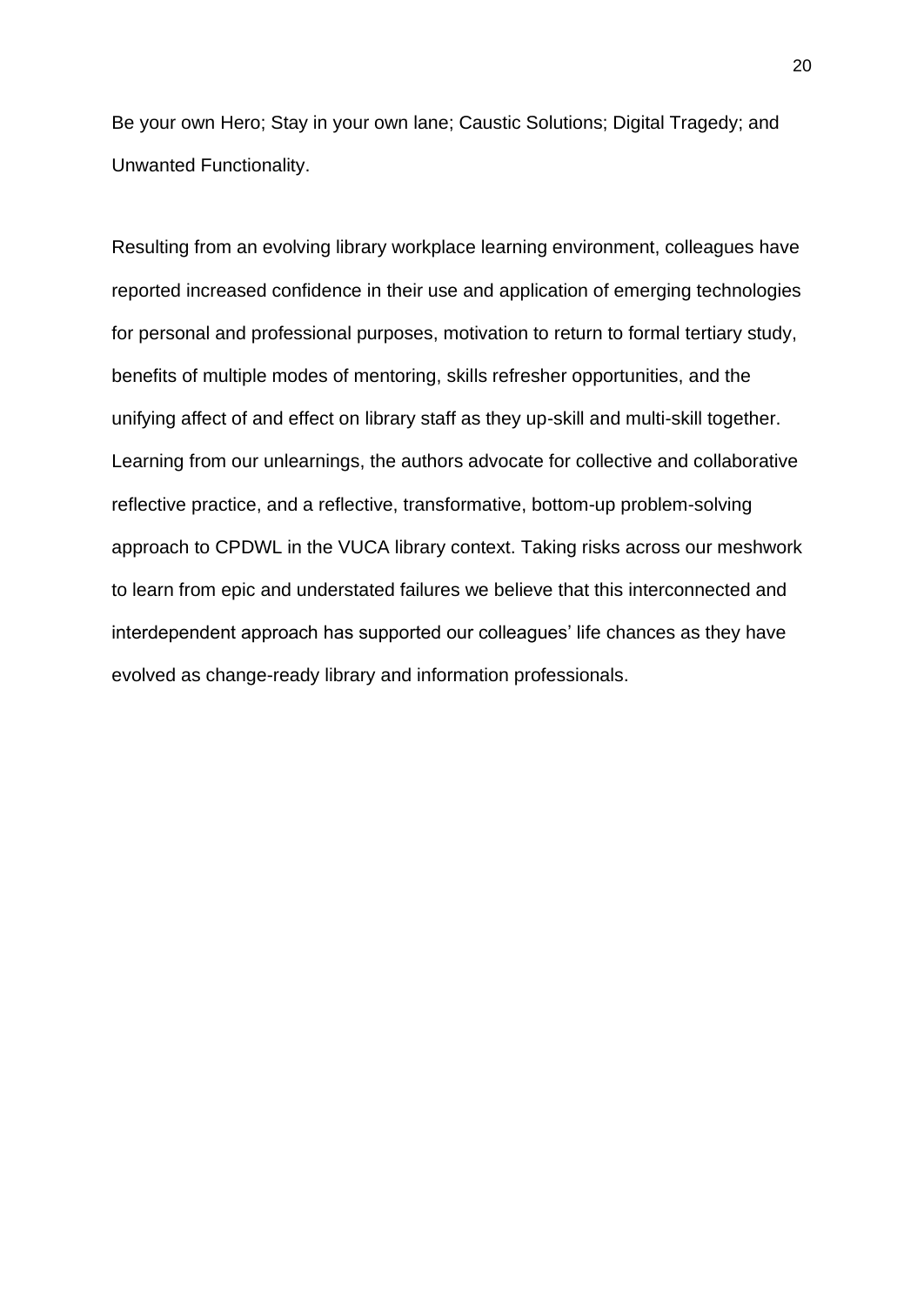Be your own Hero; Stay in your own lane; Caustic Solutions; Digital Tragedy; and Unwanted Functionality.

Resulting from an evolving library workplace learning environment, colleagues have reported increased confidence in their use and application of emerging technologies for personal and professional purposes, motivation to return to formal tertiary study, benefits of multiple modes of mentoring, skills refresher opportunities, and the unifying affect of and effect on library staff as they up-skill and multi-skill together. Learning from our unlearnings, the authors advocate for collective and collaborative reflective practice, and a reflective, transformative, bottom-up problem-solving approach to CPDWL in the VUCA library context. Taking risks across our meshwork to learn from epic and understated failures we believe that this interconnected and interdependent approach has supported our colleagues' life chances as they have evolved as change-ready library and information professionals.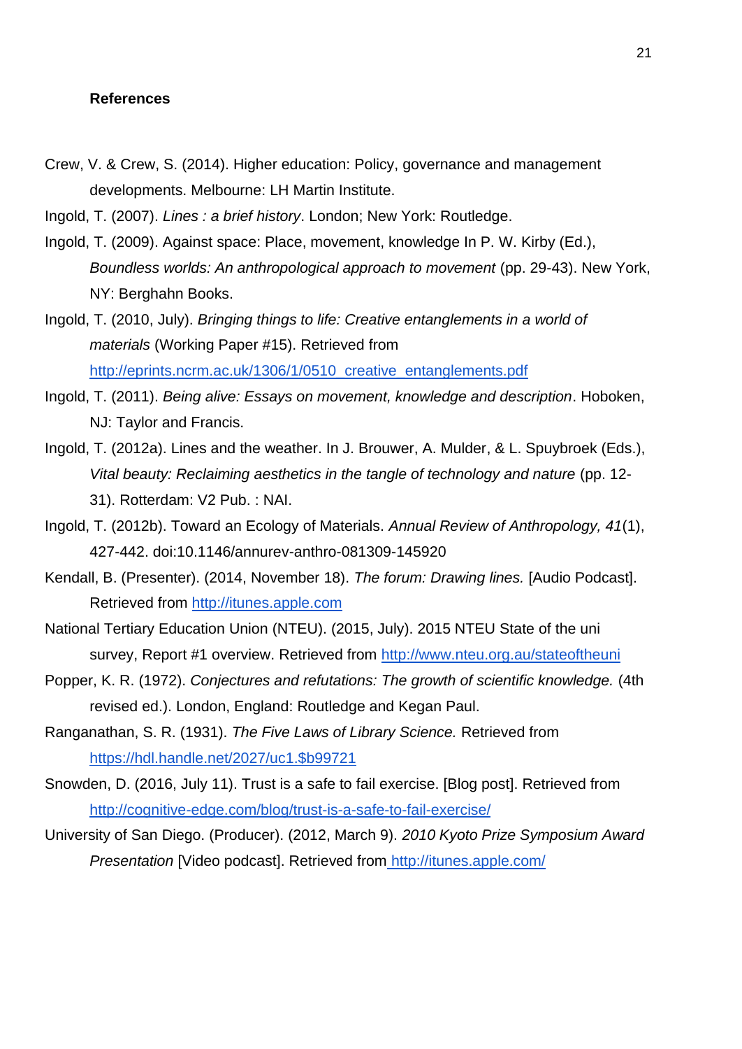**References**

Crew, V. & Crew, S. (2014). Higher education: Policy, governance and management developments. Melbourne: LH Martin Institute.

Ingold, T. (2007). *Lines : a brief history*. London; New York: Routledge.

Ingold, T. (2009). Against space: Place, movement, knowledge In P. W. Kirby (Ed.), *Boundless worlds: An anthropological approach to movement* (pp. 29-43). New York, NY: Berghahn Books.

Ingold, T. (2010, July). *Bringing things to life: Creative entanglements in a world of materials* (Working Paper #15). Retrieved from http://eprints.ncrm.ac.uk/1306/1/0510_creative_entanglements.pdf

Ingold, T. (2011). *Being alive: Essays on movement, knowledge and description*. Hoboken, NJ: Taylor and Francis.

Ingold, T. (2012a). Lines and the weather. In J. Brouwer, A. Mulder, & L. Spuybroek (Eds.), *Vital beauty: Reclaiming aesthetics in the tangle of technology and nature* (pp. 12-31). Rotterdam: V2 Pub. : NAI.

Ingold, T. (2012b). Toward an Ecology of Materials. *Annual Review of Anthropology, 41*(1), 427-442. doi:10.1146/annurev-anthro-081309-145920

Kendall, B. (Presenter). (2014, November 18). *The forum: Drawing lines.* [Audio Podcast]. Retrieved from http://itunes.apple.com

National Tertiary Education Union (NTEU). (2015, July). 2015 NTEU State of the uni survey, Report #1 overview. Retrieved from http://www.nteu.org.au/stateoftheuni

Popper, K. R. (1972). *Conjectures and refutations: The growth of scientific knowledge.* (4th revised ed.). London, England: Routledge and Kegan Paul.

Ranganathan, S. R. (1931). *The Five Laws of Library Science.* Retrieved from https://hdl.handle.net/2027/uc1.$b99721

Snowden, D. (2016, July 11). Trust is a safe to fail exercise. [Blog post]. Retrieved from http://cognitive-edge.com/blog/trust-is-a-safe-to-fail-exercise/

University of San Diego. (Producer). (2012, March 9). *2010 Kyoto Prize Symposium Award Presentation* [Video podcast]. Retrieved from http://itunes.apple.com/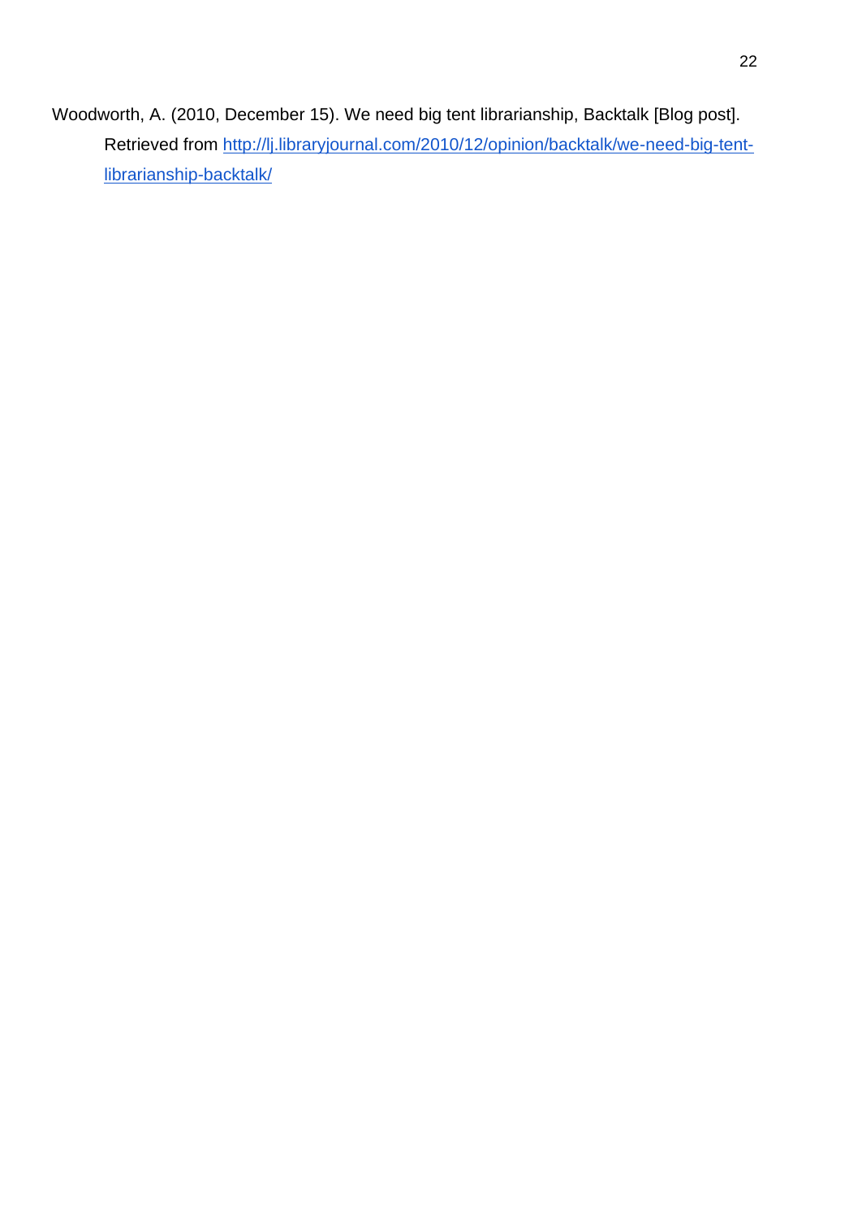Woodworth, A. (2010, December 15). We need big tent librarianship, Backtalk [Blog post]. Retrieved from http://lj.libraryjournal.com/2010/12/opinion/backtalk/we-need-big-tent-librarianship-backtalk/